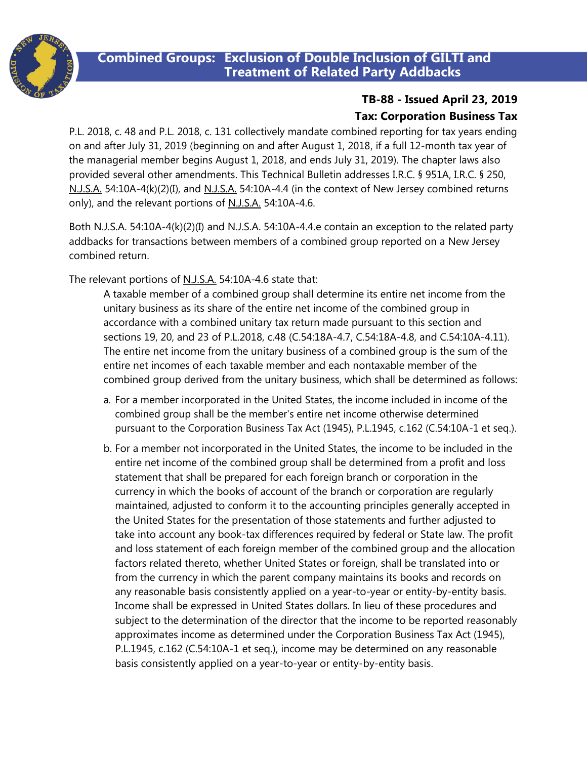# Combined Groups: Exclusion of Double Inclusion of GILTI and Treatment of Related Party Addbacks

**TB-88 - Issued April 23, 2019**

**Tax: Corporation Business Tax**

P.L. 2018, c. 48 and P.L. 2018, c. 131 collectively mandate combined reporting for tax years ending on and after July 31, 2019 (beginning on and after August 1, 2018, if a full 12-month tax year of the managerial member begins August 1, 2018, and ends July 31, 2019). The chapter laws also provided several other amendments. This Technical Bulletin addresses I.R.C. § 951A, I.R.C. § 250, N.J.S.A. 54:10A-4(k)(2)(I), and N.J.S.A. 54:10A-4.4 (in the context of New Jersey combined returns only), and the relevant portions of N.J.S.A. 54:10A-4.6.

Both N.J.S.A. 54:10A-4(k)(2)(I) and N.J.S.A. 54:10A-4.4.e contain an exception to the related party addbacks for transactions between members of a combined group reported on a New Jersey combined return.

The relevant portions of N.J.S.A. 54:10A-4.6 state that:

> A taxable member of a combined group shall determine its entire net income from the unitary business as its share of the entire net income of the combined group in accordance with a combined unitary tax return made pursuant to this section and sections 19, 20, and 23 of P.L.2018, c.48 (C.54:18A-4.7, C.54:18A-4.8, and C.54:10A-4.11). The entire net income from the unitary business of a combined group is the sum of the entire net incomes of each taxable member and each nontaxable member of the combined group derived from the unitary business, which shall be determined as follows:
>
> a. For a member incorporated in the United States, the income included in income of the combined group shall be the member's entire net income otherwise determined pursuant to the Corporation Business Tax Act (1945), P.L.1945, c.162 (C.54:10A-1 et seq.).
>
> b. For a member not incorporated in the United States, the income to be included in the entire net income of the combined group shall be determined from a profit and loss statement that shall be prepared for each foreign branch or corporation in the currency in which the books of account of the branch or corporation are regularly maintained, adjusted to conform it to the accounting principles generally accepted in the United States for the presentation of those statements and further adjusted to take into account any book-tax differences required by federal or State law. The profit and loss statement of each foreign member of the combined group and the allocation factors related thereto, whether United States or foreign, shall be translated into or from the currency in which the parent company maintains its books and records on any reasonable basis consistently applied on a year-to-year or entity-by-entity basis. Income shall be expressed in United States dollars. In lieu of these procedures and subject to the determination of the director that the income to be reported reasonably approximates income as determined under the Corporation Business Tax Act (1945), P.L.1945, c.162 (C.54:10A-1 et seq.), income may be determined on any reasonable basis consistently applied on a year-to-year or entity-by-entity basis.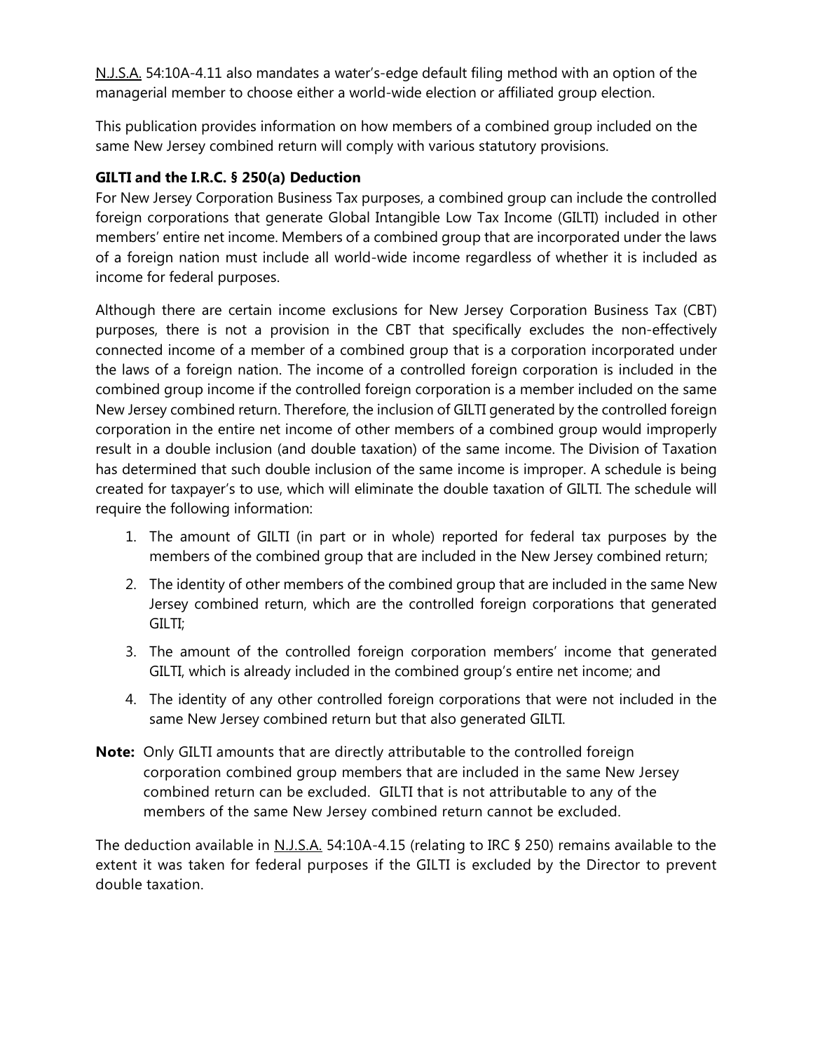N.J.S.A. 54:10A-4.11 also mandates a water's-edge default filing method with an option of the managerial member to choose either a world-wide election or affiliated group election.

This publication provides information on how members of a combined group included on the same New Jersey combined return will comply with various statutory provisions.

**GILTI and the I.R.C. § 250(a) Deduction**

For New Jersey Corporation Business Tax purposes, a combined group can include the controlled foreign corporations that generate Global Intangible Low Tax Income (GILTI) included in other members' entire net income. Members of a combined group that are incorporated under the laws of a foreign nation must include all world-wide income regardless of whether it is included as income for federal purposes.

Although there are certain income exclusions for New Jersey Corporation Business Tax (CBT) purposes, there is not a provision in the CBT that specifically excludes the non-effectively connected income of a member of a combined group that is a corporation incorporated under the laws of a foreign nation. The income of a controlled foreign corporation is included in the combined group income if the controlled foreign corporation is a member included on the same New Jersey combined return. Therefore, the inclusion of GILTI generated by the controlled foreign corporation in the entire net income of other members of a combined group would improperly result in a double inclusion (and double taxation) of the same income. The Division of Taxation has determined that such double inclusion of the same income is improper. A schedule is being created for taxpayer's to use, which will eliminate the double taxation of GILTI. The schedule will require the following information:

1. The amount of GILTI (in part or in whole) reported for federal tax purposes by the members of the combined group that are included in the New Jersey combined return;
2. The identity of other members of the combined group that are included in the same New Jersey combined return, which are the controlled foreign corporations that generated GILTI;
3. The amount of the controlled foreign corporation members' income that generated GILTI, which is already included in the combined group's entire net income; and
4. The identity of any other controlled foreign corporations that were not included in the same New Jersey combined return but that also generated GILTI.

**Note:** Only GILTI amounts that are directly attributable to the controlled foreign corporation combined group members that are included in the same New Jersey combined return can be excluded. GILTI that is not attributable to any of the members of the same New Jersey combined return cannot be excluded.

The deduction available in N.J.S.A. 54:10A-4.15 (relating to IRC § 250) remains available to the extent it was taken for federal purposes if the GILTI is excluded by the Director to prevent double taxation.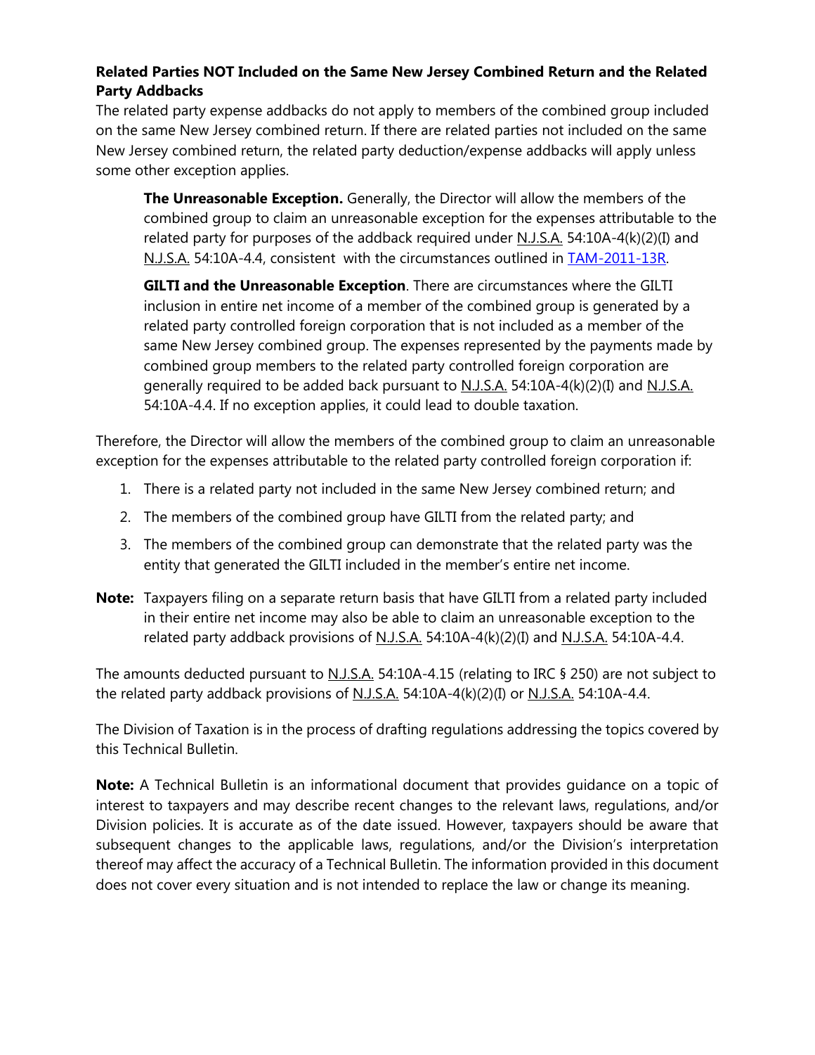### Related Parties NOT Included on the Same New Jersey Combined Return and the Related Party Addbacks

The related party expense addbacks do not apply to members of the combined group included on the same New Jersey combined return. If there are related parties not included on the same New Jersey combined return, the related party deduction/expense addbacks will apply unless some other exception applies.

> **The Unreasonable Exception.** Generally, the Director will allow the members of the combined group to claim an unreasonable exception for the expenses attributable to the related party for purposes of the addback required under N.J.S.A. 54:10A-4(k)(2)(I) and N.J.S.A. 54:10A-4.4, consistent with the circumstances outlined in TAM-2011-13R.
>
> **GILTI and the Unreasonable Exception**. There are circumstances where the GILTI inclusion in entire net income of a member of the combined group is generated by a related party controlled foreign corporation that is not included as a member of the same New Jersey combined group. The expenses represented by the payments made by combined group members to the related party controlled foreign corporation are generally required to be added back pursuant to N.J.S.A. 54:10A-4(k)(2)(I) and N.J.S.A. 54:10A-4.4. If no exception applies, it could lead to double taxation.

Therefore, the Director will allow the members of the combined group to claim an unreasonable exception for the expenses attributable to the related party controlled foreign corporation if:

1. There is a related party not included in the same New Jersey combined return; and
2. The members of the combined group have GILTI from the related party; and
3. The members of the combined group can demonstrate that the related party was the entity that generated the GILTI included in the member's entire net income.

**Note:** Taxpayers filing on a separate return basis that have GILTI from a related party included in their entire net income may also be able to claim an unreasonable exception to the related party addback provisions of N.J.S.A. 54:10A-4(k)(2)(I) and N.J.S.A. 54:10A-4.4.

The amounts deducted pursuant to N.J.S.A. 54:10A-4.15 (relating to IRC § 250) are not subject to the related party addback provisions of N.J.S.A. 54:10A-4(k)(2)(I) or N.J.S.A. 54:10A-4.4.

The Division of Taxation is in the process of drafting regulations addressing the topics covered by this Technical Bulletin.

**Note:** A Technical Bulletin is an informational document that provides guidance on a topic of interest to taxpayers and may describe recent changes to the relevant laws, regulations, and/or Division policies. It is accurate as of the date issued. However, taxpayers should be aware that subsequent changes to the applicable laws, regulations, and/or the Division's interpretation thereof may affect the accuracy of a Technical Bulletin. The information provided in this document does not cover every situation and is not intended to replace the law or change its meaning.